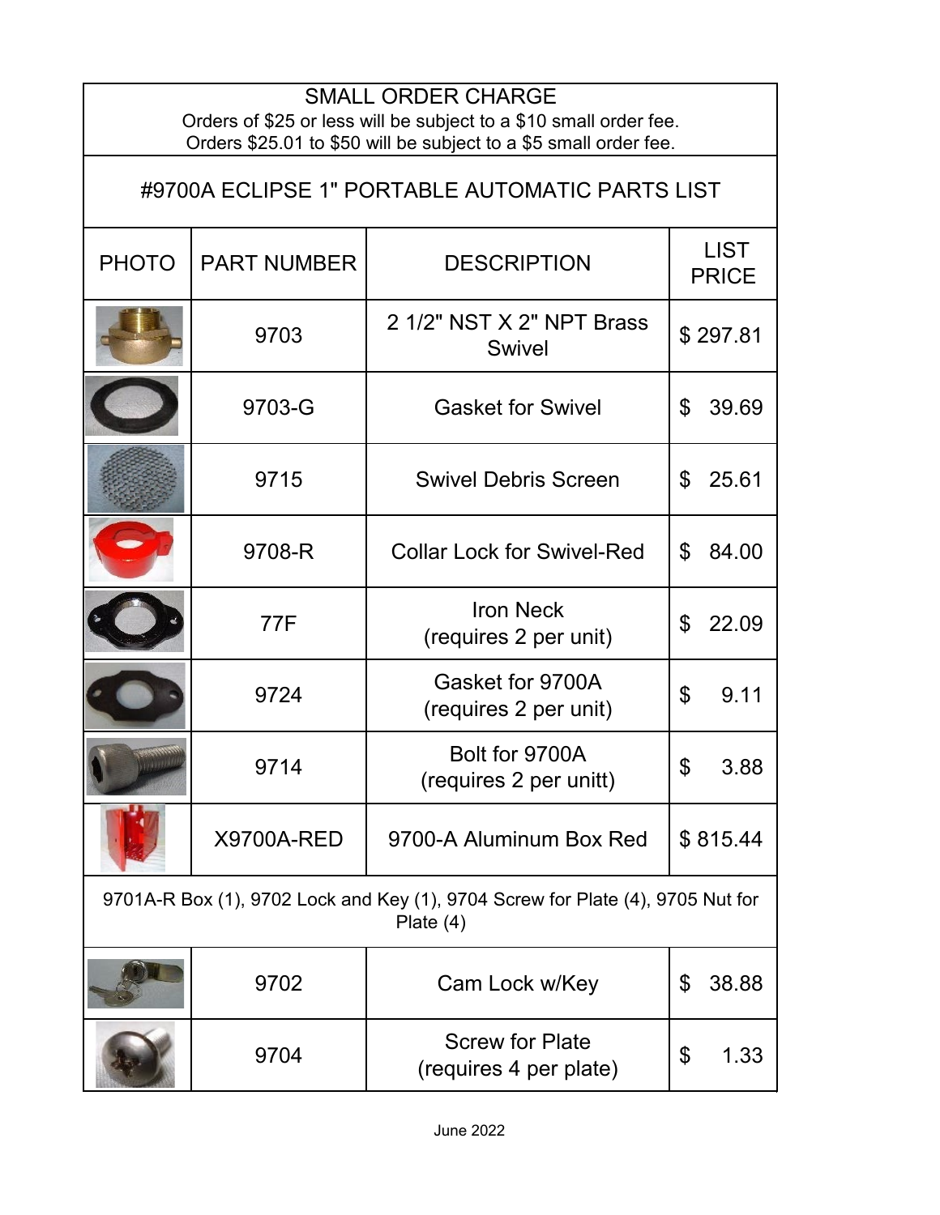## SMALL ORDER CHARGE

Orders of $25 or less will be subject to a $10 small order fee.
Orders $25.01 to $50 will be subject to a $5 small order fee.

## #9700A ECLIPSE 1" PORTABLE AUTOMATIC PARTS LIST

| PHOTO | PART NUMBER | DESCRIPTION | LIST PRICE |
|---|---|---|---|
| | 9703 | 2 1/2" NST X 2" NPT Brass Swivel | $ 297.81 |
| | 9703-G | Gasket for Swivel | $ 39.69 |
| | 9715 | Swivel Debris Screen | $ 25.61 |
| | 9708-R | Collar Lock for Swivel-Red | $ 84.00 |
| | 77F | Iron Neck (requires 2 per unit) | $ 22.09 |
| | 9724 | Gasket for 9700A (requires 2 per unit) | $ 9.11 |
| | 9714 | Bolt for 9700A (requires 2 per unitt) | $ 3.88 |
| | X9700A-RED | 9700-A Aluminum Box Red | $ 815.44 |
| 9701A-R Box (1), 9702 Lock and Key (1), 9704 Screw for Plate (4), 9705 Nut for Plate (4) | | | |
| | 9702 | Cam Lock w/Key | $ 38.88 |
| | 9704 | Screw for Plate (requires 4 per plate) | $ 1.33 |

June 2022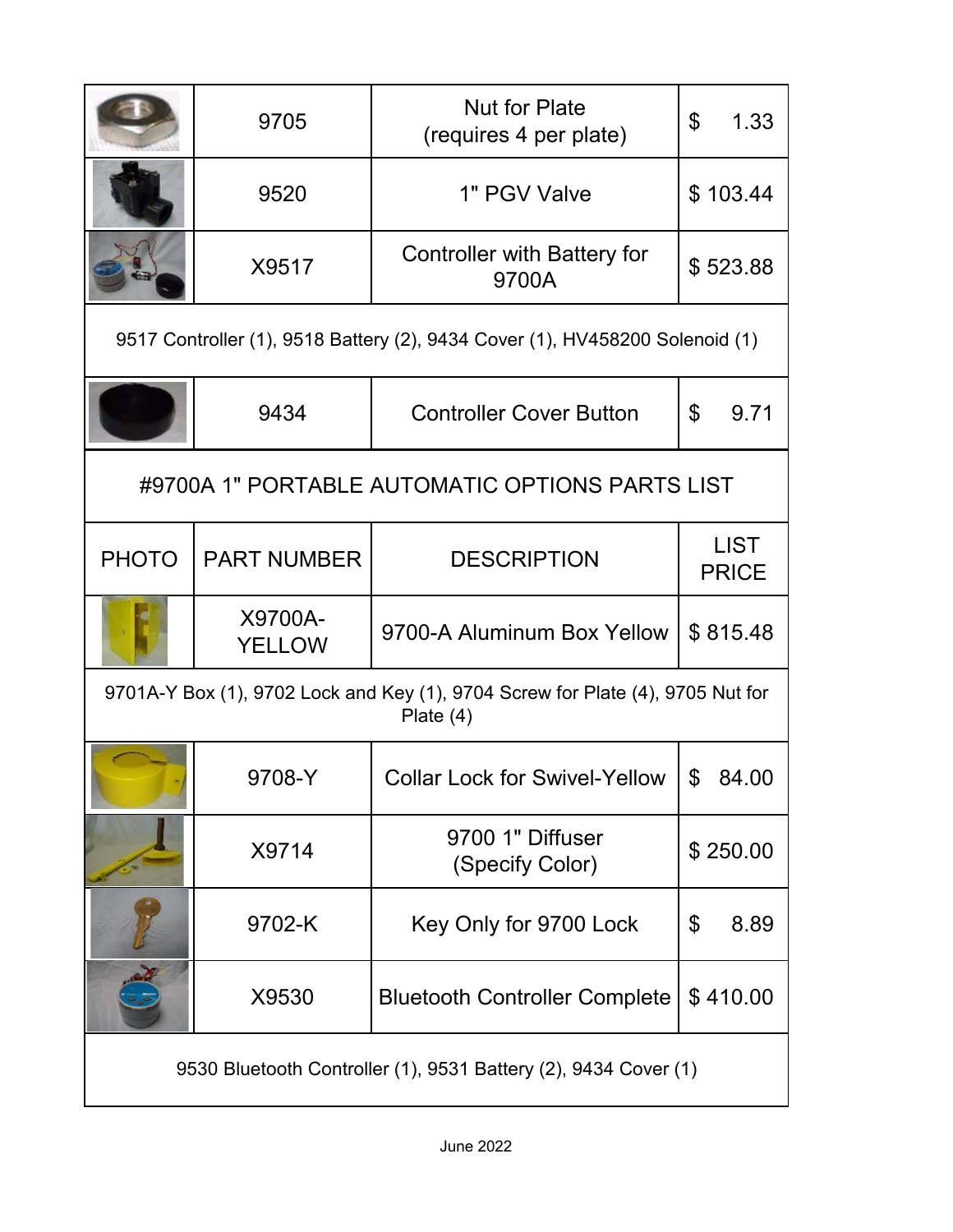| PHOTO | PART NUMBER | DESCRIPTION | LIST PRICE |
| --- | --- | --- | --- |
| | 9705 | Nut for Plate (requires 4 per plate) | $ 1.33 |
| | 9520 | 1" PGV Valve | $ 103.44 |
| | X9517 | Controller with Battery for 9700A | $ 523.88 |
| 9517 Controller (1), 9518 Battery (2), 9434 Cover (1), HV458200 Solenoid (1) | | | |
| | 9434 | Controller Cover Button | $ 9.71 |

# #9700A 1" PORTABLE AUTOMATIC OPTIONS PARTS LIST

| PHOTO | PART NUMBER | DESCRIPTION | LIST PRICE |
| --- | --- | --- | --- |
| | X9700A-YELLOW | 9700-A Aluminum Box Yellow | $ 815.48 |
| 9701A-Y Box (1), 9702 Lock and Key (1), 9704 Screw for Plate (4), 9705 Nut for Plate (4) | | | |
| | 9708-Y | Collar Lock for Swivel-Yellow | $ 84.00 |
| | X9714 | 9700 1" Diffuser (Specify Color) | $ 250.00 |
| | 9702-K | Key Only for 9700 Lock | $ 8.89 |
| | X9530 | Bluetooth Controller Complete | $ 410.00 |
| 9530 Bluetooth Controller (1), 9531 Battery (2), 9434 Cover (1) | | | |

June 2022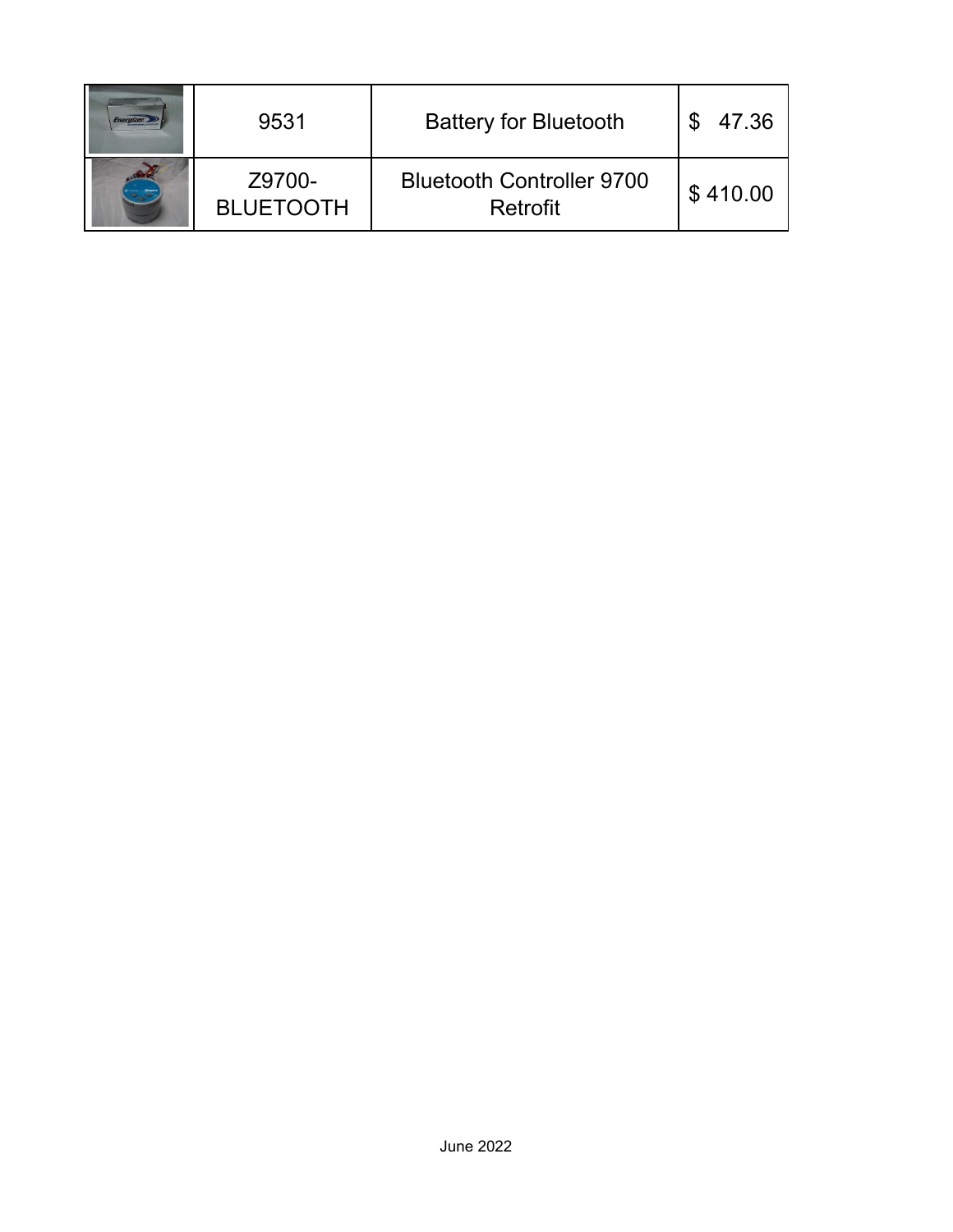| | | | |
|---|---|---|---|
| | 9531 | Battery for Bluetooth | $ 47.36 |
| | Z9700-BLUETOOTH | Bluetooth Controller 9700 Retrofit | $ 410.00 |

June 2022